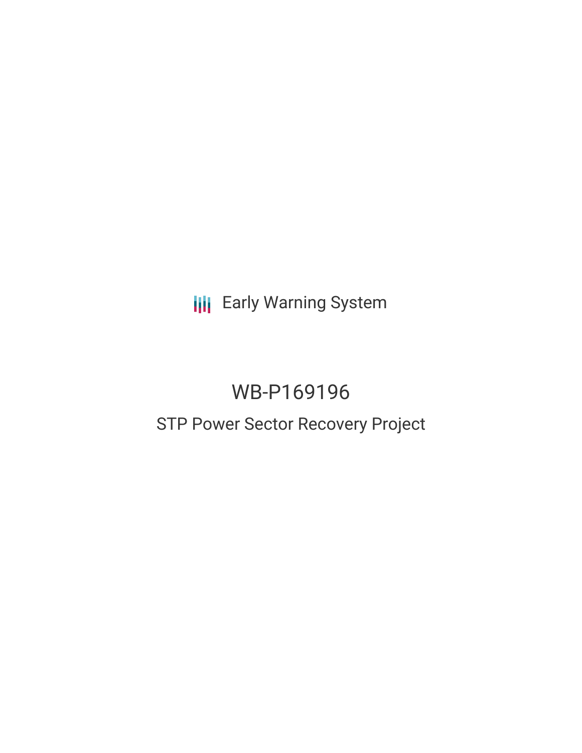Early Warning System

# WB-P169196

## STP Power Sector Recovery Project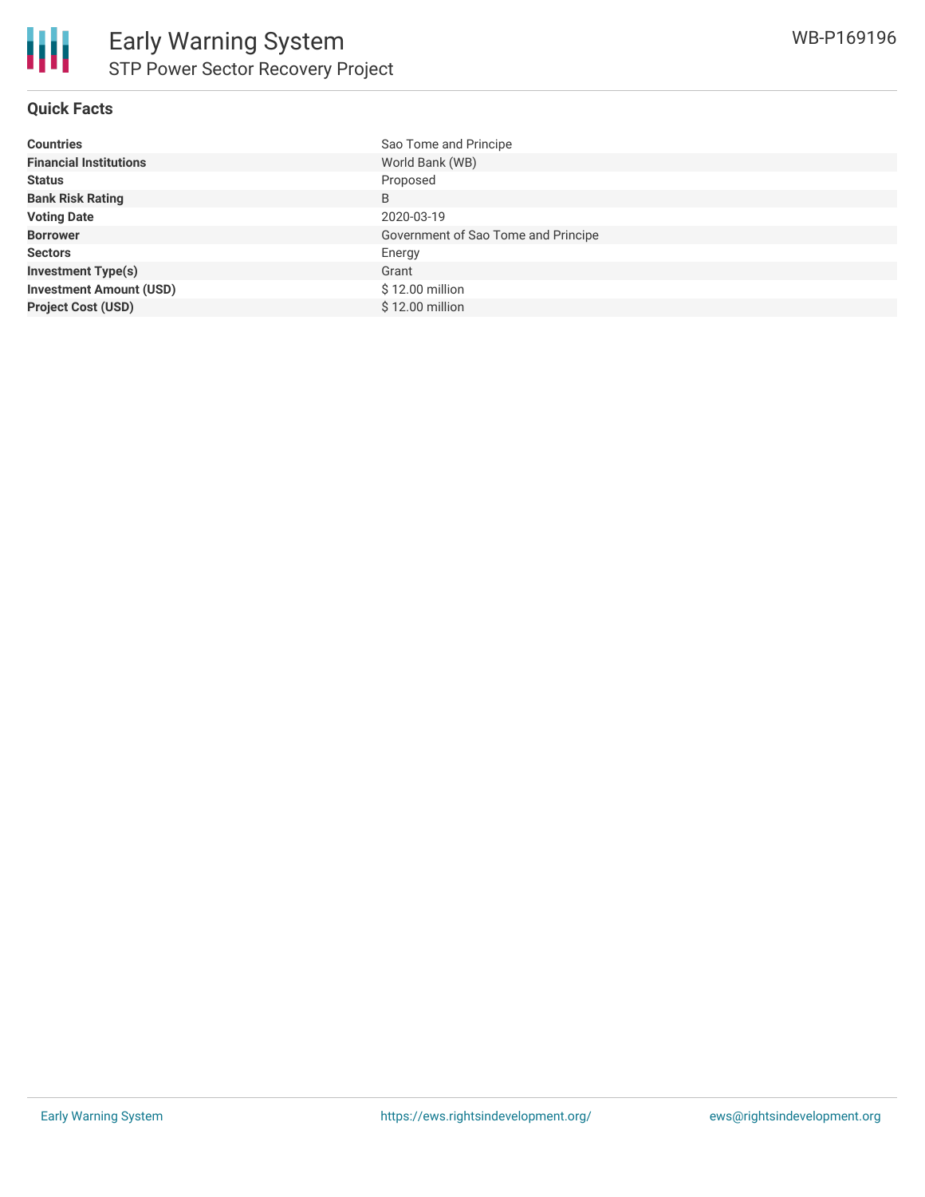## Quick Facts

| | |
|---|---|
| **Countries** | Sao Tome and Principe |
| **Financial Institutions** | World Bank (WB) |
| **Status** | Proposed |
| **Bank Risk Rating** | B |
| **Voting Date** | 2020-03-19 |
| **Borrower** | Government of Sao Tome and Principe |
| **Sectors** | Energy |
| **Investment Type(s)** | Grant |
| **Investment Amount (USD)** | $ 12.00 million |
| **Project Cost (USD)** | $ 12.00 million |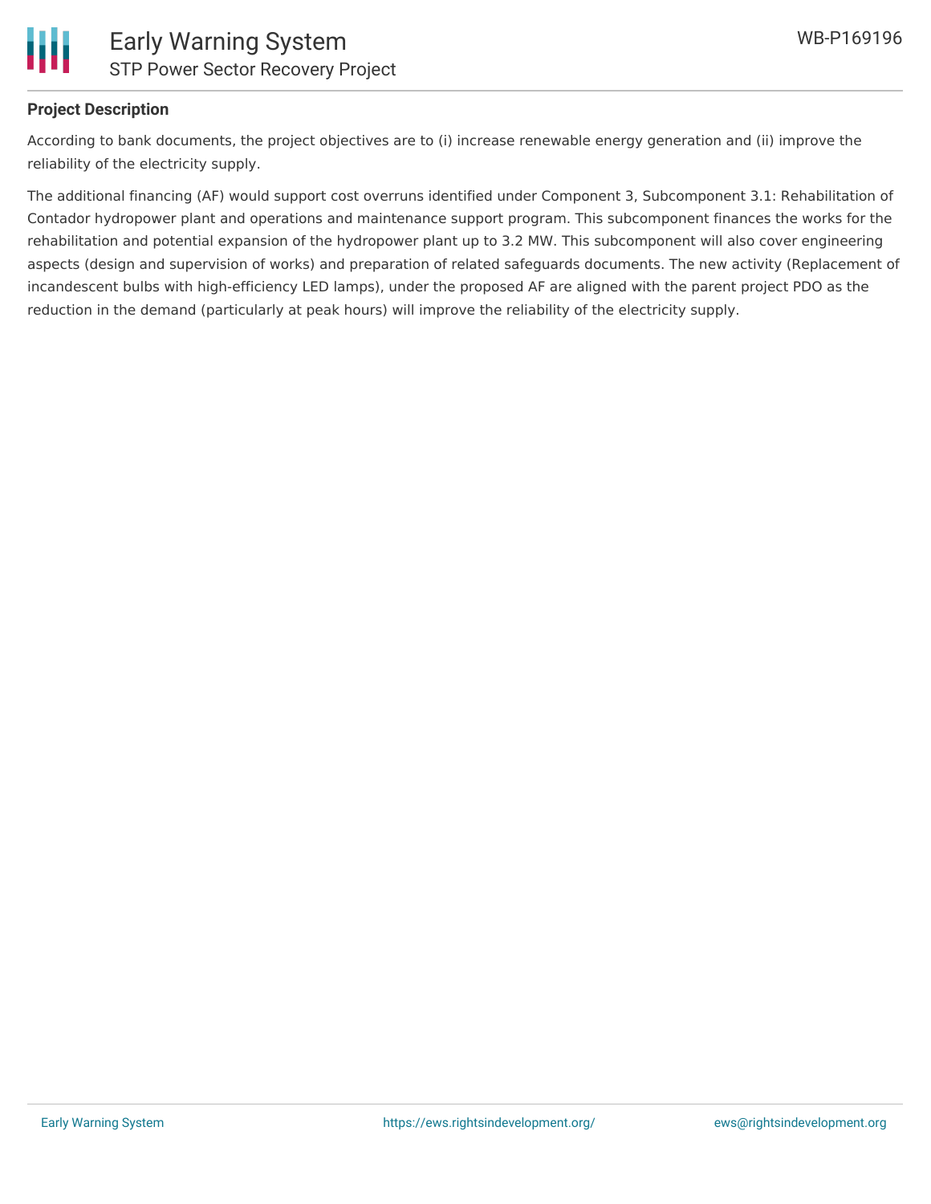### Project Description

According to bank documents, the project objectives are to (i) increase renewable energy generation and (ii) improve the reliability of the electricity supply.

The additional financing (AF) would support cost overruns identified under Component 3, Subcomponent 3.1: Rehabilitation of Contador hydropower plant and operations and maintenance support program. This subcomponent finances the works for the rehabilitation and potential expansion of the hydropower plant up to 3.2 MW. This subcomponent will also cover engineering aspects (design and supervision of works) and preparation of related safeguards documents. The new activity (Replacement of incandescent bulbs with high-efficiency LED lamps), under the proposed AF are aligned with the parent project PDO as the reduction in the demand (particularly at peak hours) will improve the reliability of the electricity supply.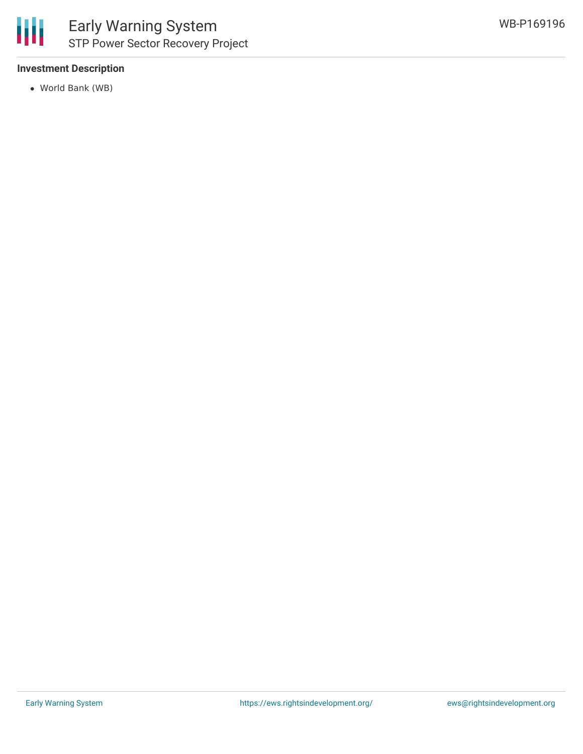### Investment Description

- World Bank (WB)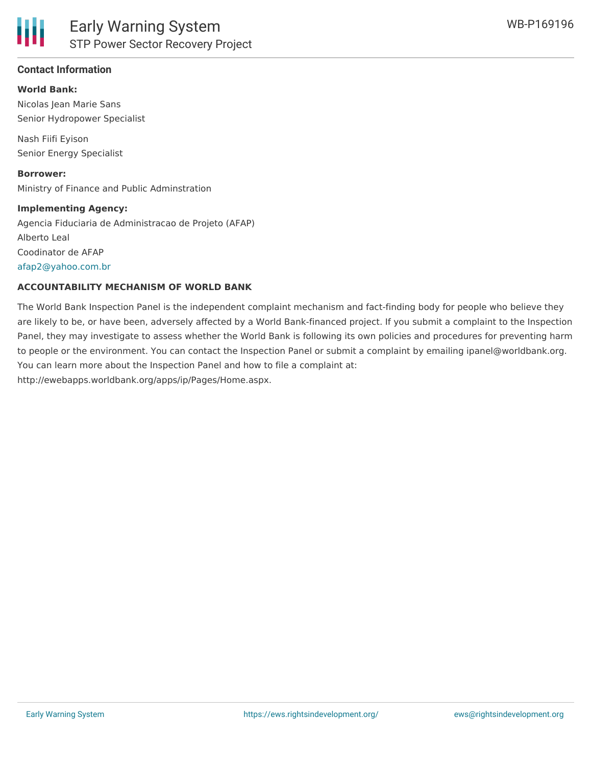## Contact Information

**World Bank:**

Nicolas Jean Marie Sans
Senior Hydropower Specialist

Nash Fiifi Eyison
Senior Energy Specialist

**Borrower:**

Ministry of Finance and Public Adminstration

**Implementing Agency:**

Agencia Fiduciaria de Administracao de Projeto (AFAP)
Alberto Leal
Coodinator de AFAP
afap2@yahoo.com.br

**ACCOUNTABILITY MECHANISM OF WORLD BANK**

The World Bank Inspection Panel is the independent complaint mechanism and fact-finding body for people who believe they are likely to be, or have been, adversely affected by a World Bank-financed project. If you submit a complaint to the Inspection Panel, they may investigate to assess whether the World Bank is following its own policies and procedures for preventing harm to people or the environment. You can contact the Inspection Panel or submit a complaint by emailing ipanel@worldbank.org. You can learn more about the Inspection Panel and how to file a complaint at: http://ewebapps.worldbank.org/apps/ip/Pages/Home.aspx.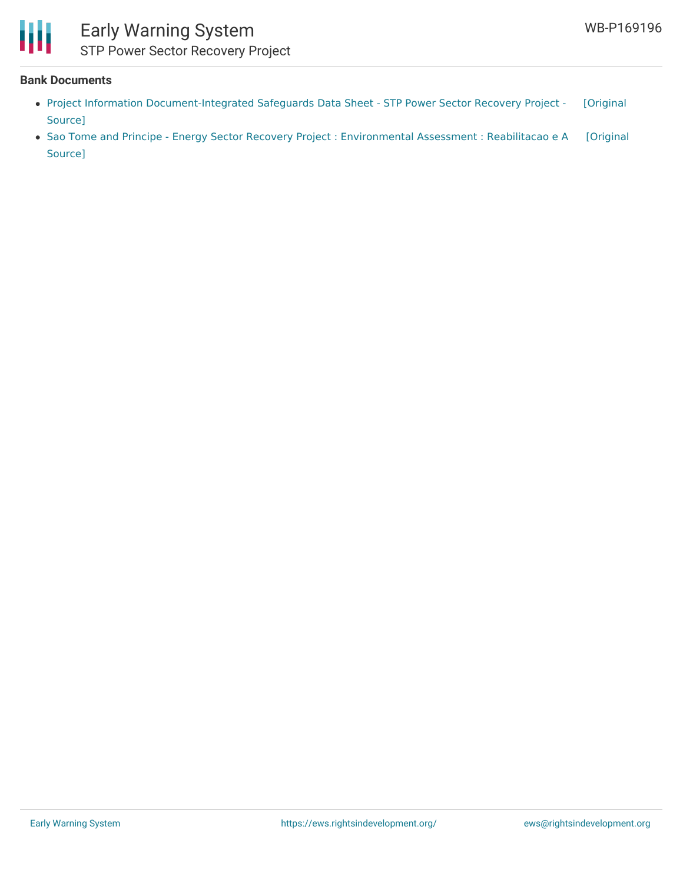**Bank Documents**

- Project Information Document-Integrated Safeguards Data Sheet - STP Power Sector Recovery Project - [Original Source]
- Sao Tome and Principe - Energy Sector Recovery Project : Environmental Assessment : Reabilitacao e A [Original Source]